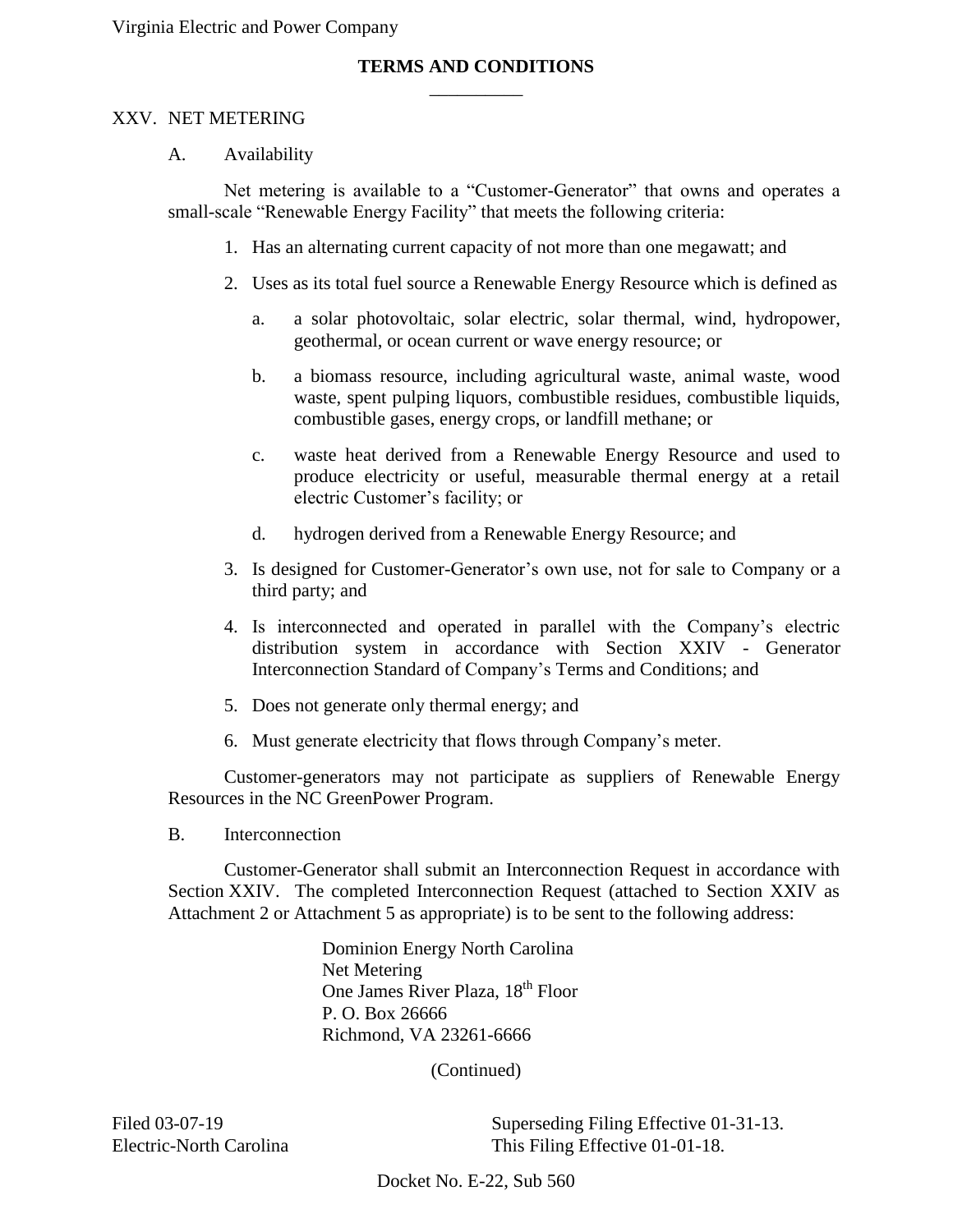Virginia Electric and Power Company

**TERMS AND CONDITIONS**

XXV. NET METERING

A. Availability

Net metering is available to a "Customer-Generator" that owns and operates a small-scale "Renewable Energy Facility" that meets the following criteria:

1. Has an alternating current capacity of not more than one megawatt; and
2. Uses as its total fuel source a Renewable Energy Resource which is defined as
   a. a solar photovoltaic, solar electric, solar thermal, wind, hydropower, geothermal, or ocean current or wave energy resource; or
   b. a biomass resource, including agricultural waste, animal waste, wood waste, spent pulping liquors, combustible residues, combustible liquids, combustible gases, energy crops, or landfill methane; or
   c. waste heat derived from a Renewable Energy Resource and used to produce electricity or useful, measurable thermal energy at a retail electric Customer's facility; or
   d. hydrogen derived from a Renewable Energy Resource; and
3. Is designed for Customer-Generator's own use, not for sale to Company or a third party; and
4. Is interconnected and operated in parallel with the Company's electric distribution system in accordance with Section XXIV - Generator Interconnection Standard of Company's Terms and Conditions; and
5. Does not generate only thermal energy; and
6. Must generate electricity that flows through Company's meter.

Customer-generators may not participate as suppliers of Renewable Energy Resources in the NC GreenPower Program.

B. Interconnection

Customer-Generator shall submit an Interconnection Request in accordance with Section XXIV. The completed Interconnection Request (attached to Section XXIV as Attachment 2 or Attachment 5 as appropriate) is to be sent to the following address:

Dominion Energy North Carolina
Net Metering
One James River Plaza, 18th Floor
P. O. Box 26666
Richmond, VA 23261-6666

(Continued)

Filed 03-07-19
Electric-North Carolina

Superseding Filing Effective 01-31-13.
This Filing Effective 01-01-18.

Docket No. E-22, Sub 560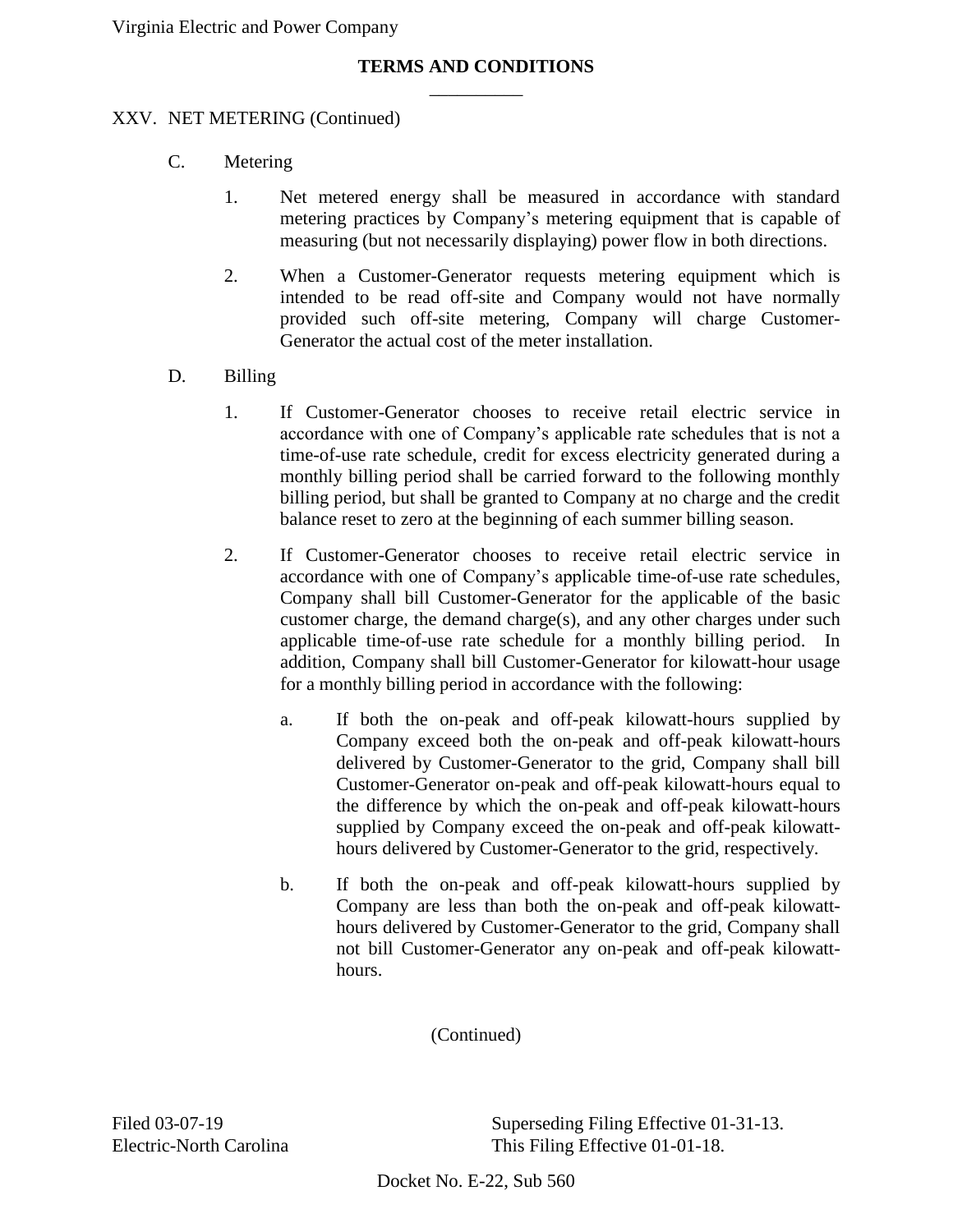# TERMS AND CONDITIONS

## XXV. NET METERING (Continued)

### C. Metering

1. Net metered energy shall be measured in accordance with standard metering practices by Company's metering equipment that is capable of measuring (but not necessarily displaying) power flow in both directions.

2. When a Customer-Generator requests metering equipment which is intended to be read off-site and Company would not have normally provided such off-site metering, Company will charge Customer-Generator the actual cost of the meter installation.

### D. Billing

1. If Customer-Generator chooses to receive retail electric service in accordance with one of Company's applicable rate schedules that is not a time-of-use rate schedule, credit for excess electricity generated during a monthly billing period shall be carried forward to the following monthly billing period, but shall be granted to Company at no charge and the credit balance reset to zero at the beginning of each summer billing season.

2. If Customer-Generator chooses to receive retail electric service in accordance with one of Company's applicable time-of-use rate schedules, Company shall bill Customer-Generator for the applicable of the basic customer charge, the demand charge(s), and any other charges under such applicable time-of-use rate schedule for a monthly billing period. In addition, Company shall bill Customer-Generator for kilowatt-hour usage for a monthly billing period in accordance with the following:

   a. If both the on-peak and off-peak kilowatt-hours supplied by Company exceed both the on-peak and off-peak kilowatt-hours delivered by Customer-Generator to the grid, Company shall bill Customer-Generator on-peak and off-peak kilowatt-hours equal to the difference by which the on-peak and off-peak kilowatt-hours supplied by Company exceed the on-peak and off-peak kilowatt-hours delivered by Customer-Generator to the grid, respectively.

   b. If both the on-peak and off-peak kilowatt-hours supplied by Company are less than both the on-peak and off-peak kilowatt-hours delivered by Customer-Generator to the grid, Company shall not bill Customer-Generator any on-peak and off-peak kilowatt-hours.

(Continued)

Filed 03-07-19
Electric-North Carolina

Superseding Filing Effective 01-31-13.
This Filing Effective 01-01-18.

Docket No. E-22, Sub 560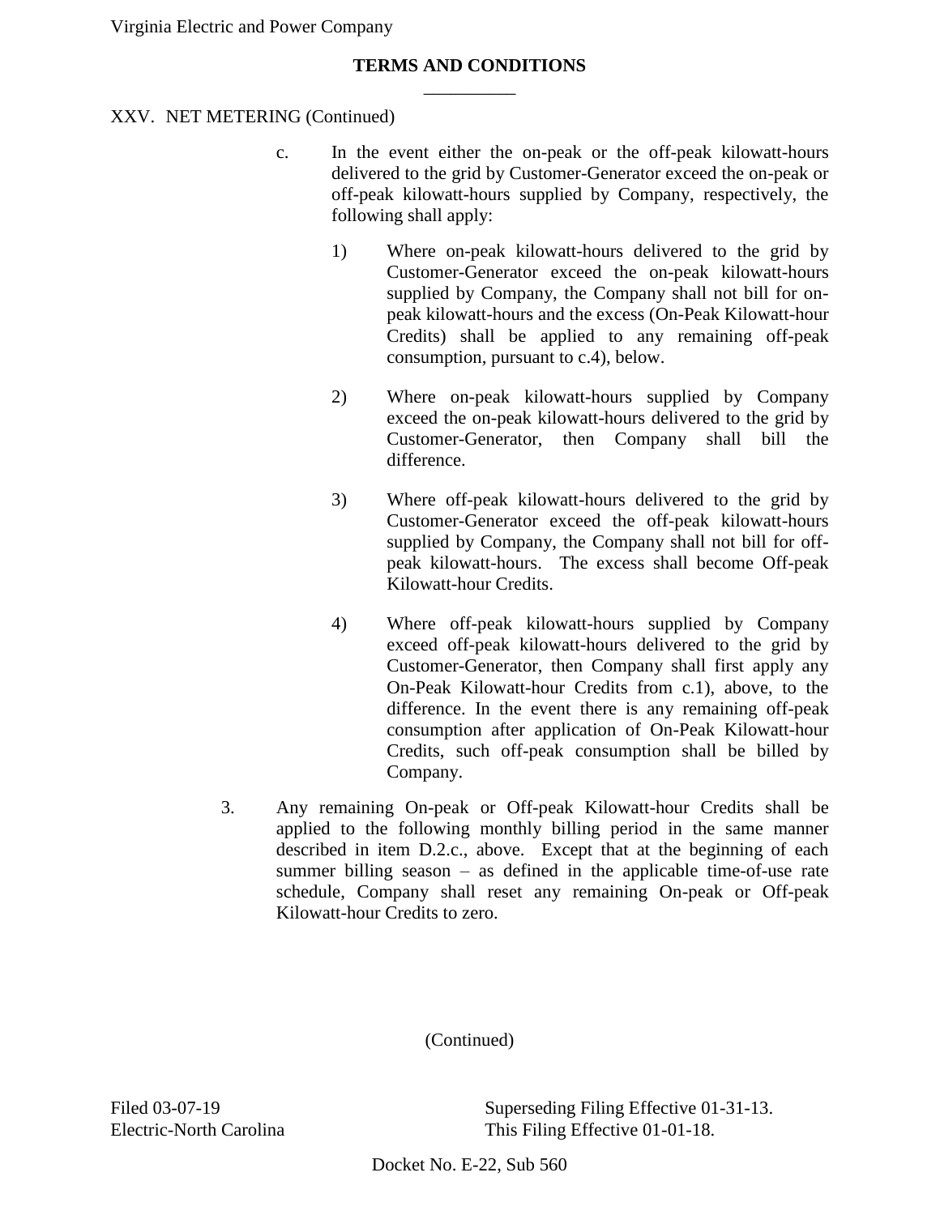**TERMS AND CONDITIONS**

XXV. NET METERING (Continued)

c. In the event either the on-peak or the off-peak kilowatt-hours delivered to the grid by Customer-Generator exceed the on-peak or off-peak kilowatt-hours supplied by Company, respectively, the following shall apply:

1) Where on-peak kilowatt-hours delivered to the grid by Customer-Generator exceed the on-peak kilowatt-hours supplied by Company, the Company shall not bill for on-peak kilowatt-hours and the excess (On-Peak Kilowatt-hour Credits) shall be applied to any remaining off-peak consumption, pursuant to c.4), below.

2) Where on-peak kilowatt-hours supplied by Company exceed the on-peak kilowatt-hours delivered to the grid by Customer-Generator, then Company shall bill the difference.

3) Where off-peak kilowatt-hours delivered to the grid by Customer-Generator exceed the off-peak kilowatt-hours supplied by Company, the Company shall not bill for off-peak kilowatt-hours. The excess shall become Off-peak Kilowatt-hour Credits.

4) Where off-peak kilowatt-hours supplied by Company exceed off-peak kilowatt-hours delivered to the grid by Customer-Generator, then Company shall first apply any On-Peak Kilowatt-hour Credits from c.1), above, to the difference. In the event there is any remaining off-peak consumption after application of On-Peak Kilowatt-hour Credits, such off-peak consumption shall be billed by Company.

3. Any remaining On-peak or Off-peak Kilowatt-hour Credits shall be applied to the following monthly billing period in the same manner described in item D.2.c., above. Except that at the beginning of each summer billing season – as defined in the applicable time-of-use rate schedule, Company shall reset any remaining On-peak or Off-peak Kilowatt-hour Credits to zero.

(Continued)

Filed 03-07-19
Electric-North Carolina

Superseding Filing Effective 01-31-13.
This Filing Effective 01-01-18.

Docket No. E-22, Sub 560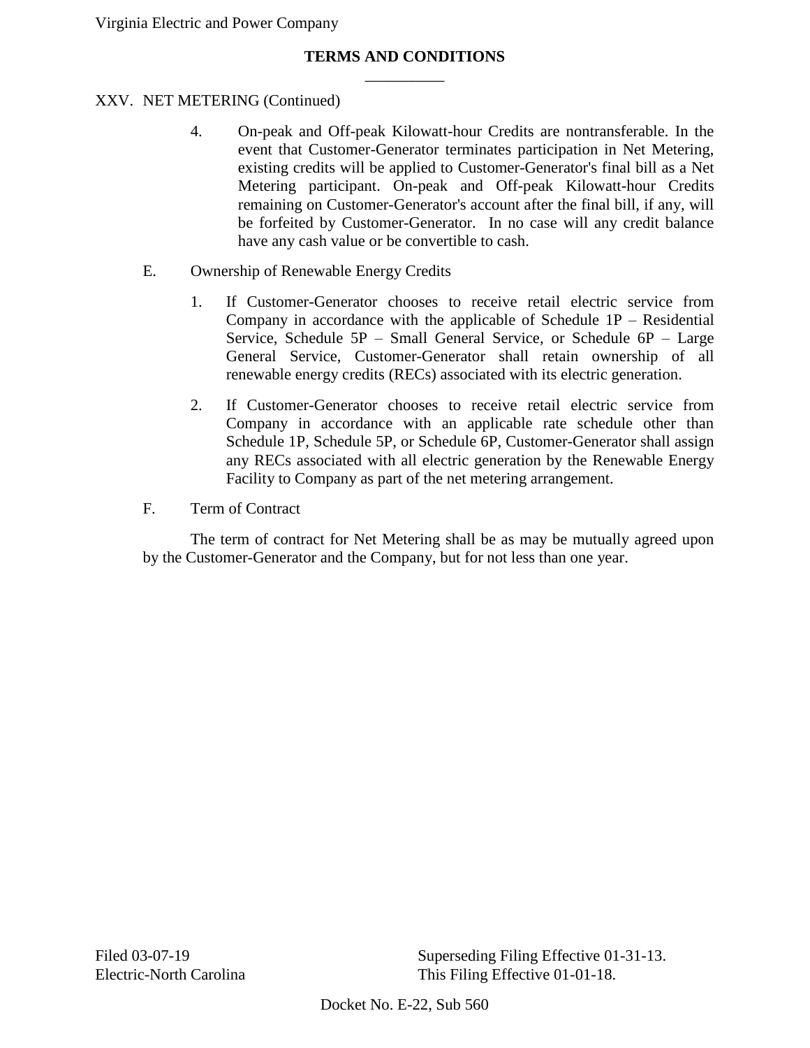## TERMS AND CONDITIONS

XXV. NET METERING (Continued)

4. On-peak and Off-peak Kilowatt-hour Credits are nontransferable. In the event that Customer-Generator terminates participation in Net Metering, existing credits will be applied to Customer-Generator's final bill as a Net Metering participant. On-peak and Off-peak Kilowatt-hour Credits remaining on Customer-Generator's account after the final bill, if any, will be forfeited by Customer-Generator. In no case will any credit balance have any cash value or be convertible to cash.

E. Ownership of Renewable Energy Credits

1. If Customer-Generator chooses to receive retail electric service from Company in accordance with the applicable of Schedule 1P – Residential Service, Schedule 5P – Small General Service, or Schedule 6P – Large General Service, Customer-Generator shall retain ownership of all renewable energy credits (RECs) associated with its electric generation.

2. If Customer-Generator chooses to receive retail electric service from Company in accordance with an applicable rate schedule other than Schedule 1P, Schedule 5P, or Schedule 6P, Customer-Generator shall assign any RECs associated with all electric generation by the Renewable Energy Facility to Company as part of the net metering arrangement.

F. Term of Contract

The term of contract for Net Metering shall be as may be mutually agreed upon by the Customer-Generator and the Company, but for not less than one year.

Filed 03-07-19
Electric-North Carolina

Superseding Filing Effective 01-31-13.
This Filing Effective 01-01-18.

Docket No. E-22, Sub 560